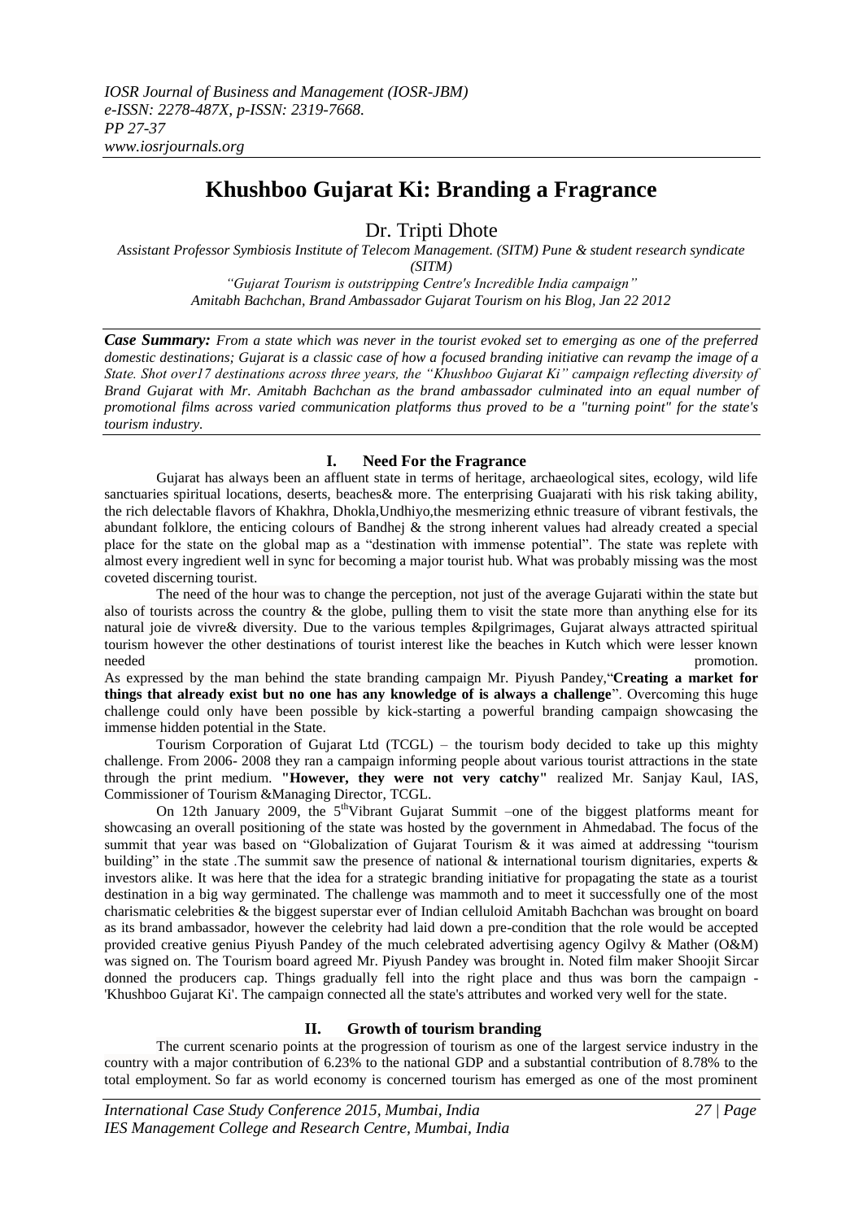# Khushboo Gujarat Ki: Branding a Fragrance

Dr. Tripti Dhote

*Assistant Professor Symbiosis Institute of Telecom Management. (SITM) Pune & student research syndicate (SITM)*

*"Gujarat Tourism is outstripping Centre's Incredible India campaign"*
*Amitabh Bachchan, Brand Ambassador Gujarat Tourism on his Blog, Jan 22 2012*

***Case Summary:** From a state which was never in the tourist evoked set to emerging as one of the preferred domestic destinations; Gujarat is a classic case of how a focused branding initiative can revamp the image of a State. Shot over17 destinations across three years, the "Khushboo Gujarat Ki" campaign reflecting diversity of Brand Gujarat with Mr. Amitabh Bachchan as the brand ambassador culminated into an equal number of promotional films across varied communication platforms thus proved to be a "turning point" for the state's tourism industry.*

## I. Need For the Fragrance

Gujarat has always been an affluent state in terms of heritage, archaeological sites, ecology, wild life sanctuaries spiritual locations, deserts, beaches& more. The enterprising Guajarati with his risk taking ability, the rich delectable flavors of Khakhra, Dhokla,Undhiyo,the mesmerizing ethnic treasure of vibrant festivals, the abundant folklore, the enticing colours of Bandhej & the strong inherent values had already created a special place for the state on the global map as a "destination with immense potential". The state was replete with almost every ingredient well in sync for becoming a major tourist hub. What was probably missing was the most coveted discerning tourist.

The need of the hour was to change the perception, not just of the average Gujarati within the state but also of tourists across the country & the globe, pulling them to visit the state more than anything else for its natural joie de vivre& diversity. Due to the various temples &pilgrimages, Gujarat always attracted spiritual tourism however the other destinations of tourist interest like the beaches in Kutch which were lesser known needed promotion.

As expressed by the man behind the state branding campaign Mr. Piyush Pandey,"**Creating a market for things that already exist but no one has any knowledge of is always a challenge**". Overcoming this huge challenge could only have been possible by kick-starting a powerful branding campaign showcasing the immense hidden potential in the State.

Tourism Corporation of Gujarat Ltd (TCGL) – the tourism body decided to take up this mighty challenge. From 2006- 2008 they ran a campaign informing people about various tourist attractions in the state through the print medium. **"However, they were not very catchy"** realized Mr. Sanjay Kaul, IAS, Commissioner of Tourism &Managing Director, TCGL.

On 12th January 2009, the 5th Vibrant Gujarat Summit –one of the biggest platforms meant for showcasing an overall positioning of the state was hosted by the government in Ahmedabad. The focus of the summit that year was based on "Globalization of Gujarat Tourism & it was aimed at addressing "tourism building" in the state .The summit saw the presence of national & international tourism dignitaries, experts & investors alike. It was here that the idea for a strategic branding initiative for propagating the state as a tourist destination in a big way germinated. The challenge was mammoth and to meet it successfully one of the most charismatic celebrities & the biggest superstar ever of Indian celluloid Amitabh Bachchan was brought on board as its brand ambassador, however the celebrity had laid down a pre-condition that the role would be accepted provided creative genius Piyush Pandey of the much celebrated advertising agency Ogilvy & Mather (O&M) was signed on. The Tourism board agreed Mr. Piyush Pandey was brought in. Noted film maker Shoojit Sircar donned the producers cap. Things gradually fell into the right place and thus was born the campaign - 'Khushboo Gujarat Ki'. The campaign connected all the state's attributes and worked very well for the state.

## II. Growth of tourism branding

The current scenario points at the progression of tourism as one of the largest service industry in the country with a major contribution of 6.23% to the national GDP and a substantial contribution of 8.78% to the total employment. So far as world economy is concerned tourism has emerged as one of the most prominent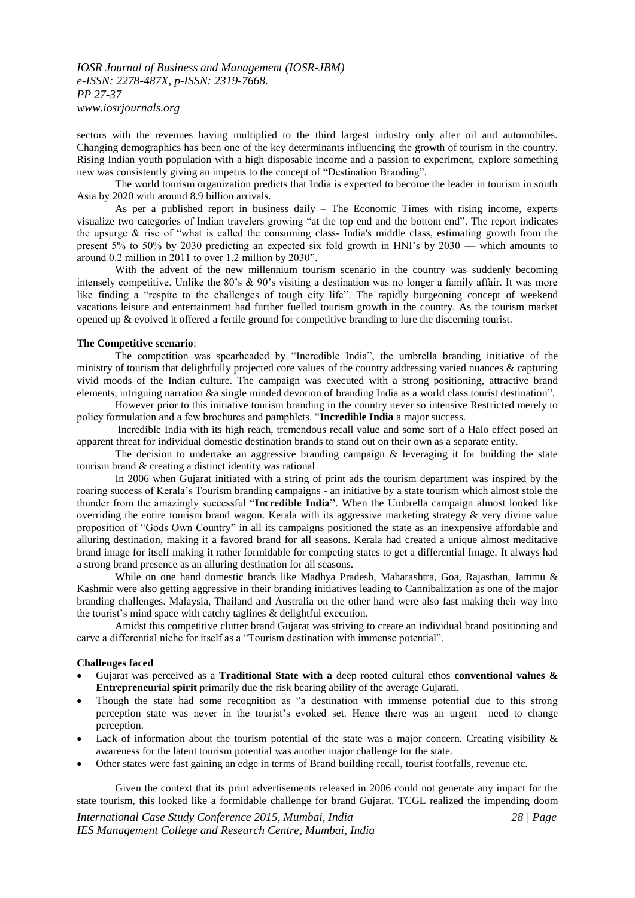sectors with the revenues having multiplied to the third largest industry only after oil and automobiles. Changing demographics has been one of the key determinants influencing the growth of tourism in the country. Rising Indian youth population with a high disposable income and a passion to experiment, explore something new was consistently giving an impetus to the concept of "Destination Branding".

The world tourism organization predicts that India is expected to become the leader in tourism in south Asia by 2020 with around 8.9 billion arrivals.

As per a published report in business daily – The Economic Times with rising income, experts visualize two categories of Indian travelers growing "at the top end and the bottom end". The report indicates the upsurge & rise of "what is called the consuming class- India's middle class, estimating growth from the present 5% to 50% by 2030 predicting an expected six fold growth in HNI's by 2030 — which amounts to around 0.2 million in 2011 to over 1.2 million by 2030".

With the advent of the new millennium tourism scenario in the country was suddenly becoming intensely competitive. Unlike the 80's & 90's visiting a destination was no longer a family affair. It was more like finding a "respite to the challenges of tough city life". The rapidly burgeoning concept of weekend vacations leisure and entertainment had further fuelled tourism growth in the country. As the tourism market opened up & evolved it offered a fertile ground for competitive branding to lure the discerning tourist.

**The Competitive scenario**:

The competition was spearheaded by "Incredible India", the umbrella branding initiative of the ministry of tourism that delightfully projected core values of the country addressing varied nuances & capturing vivid moods of the Indian culture. The campaign was executed with a strong positioning, attractive brand elements, intriguing narration &a single minded devotion of branding India as a world class tourist destination".

However prior to this initiative tourism branding in the country never so intensive Restricted merely to policy formulation and a few brochures and pamphlets. "**Incredible India** a major success.

Incredible India with its high reach, tremendous recall value and some sort of a Halo effect posed an apparent threat for individual domestic destination brands to stand out on their own as a separate entity.

The decision to undertake an aggressive branding campaign & leveraging it for building the state tourism brand & creating a distinct identity was rational

In 2006 when Gujarat initiated with a string of print ads the tourism department was inspired by the roaring success of Kerala's Tourism branding campaigns - an initiative by a state tourism which almost stole the thunder from the amazingly successful "**Incredible India"**. When the Umbrella campaign almost looked like overriding the entire tourism brand wagon. Kerala with its aggressive marketing strategy & very divine value proposition of "Gods Own Country" in all its campaigns positioned the state as an inexpensive affordable and alluring destination, making it a favored brand for all seasons. Kerala had created a unique almost meditative brand image for itself making it a rather formidable for competing states to get a differential Image. It always had a strong brand presence as an alluring destination for all seasons.

While on one hand domestic brands like Madhya Pradesh, Maharashtra, Goa, Rajasthan, Jammu & Kashmir were also getting aggressive in their branding initiatives leading to Cannibalization as one of the major branding challenges. Malaysia, Thailand and Australia on the other hand were also fast making their way into the tourist's mind space with catchy taglines & delightful execution.

Amidst this competitive clutter brand Gujarat was striving to create an individual brand positioning and carve a differential niche for itself as a "Tourism destination with immense potential".

**Challenges faced**

- Gujarat was perceived as a **Traditional State with a** deep rooted cultural ethos **conventional values & Entrepreneurial spirit** primarily due the risk bearing ability of the average Gujarati.
- Though the state had some recognition as "a destination with immense potential due to this strong perception state was never in the tourist's evoked set. Hence there was an urgent need to change perception.
- Lack of information about the tourism potential of the state was a major concern. Creating visibility & awareness for the latent tourism potential was another major challenge for the state.
- Other states were fast gaining an edge in terms of Brand building recall, tourist footfalls, revenue etc.

Given the context that its print advertisements released in 2006 could not generate any impact for the state tourism, this looked like a formidable challenge for brand Gujarat. TCGL realized the impending doom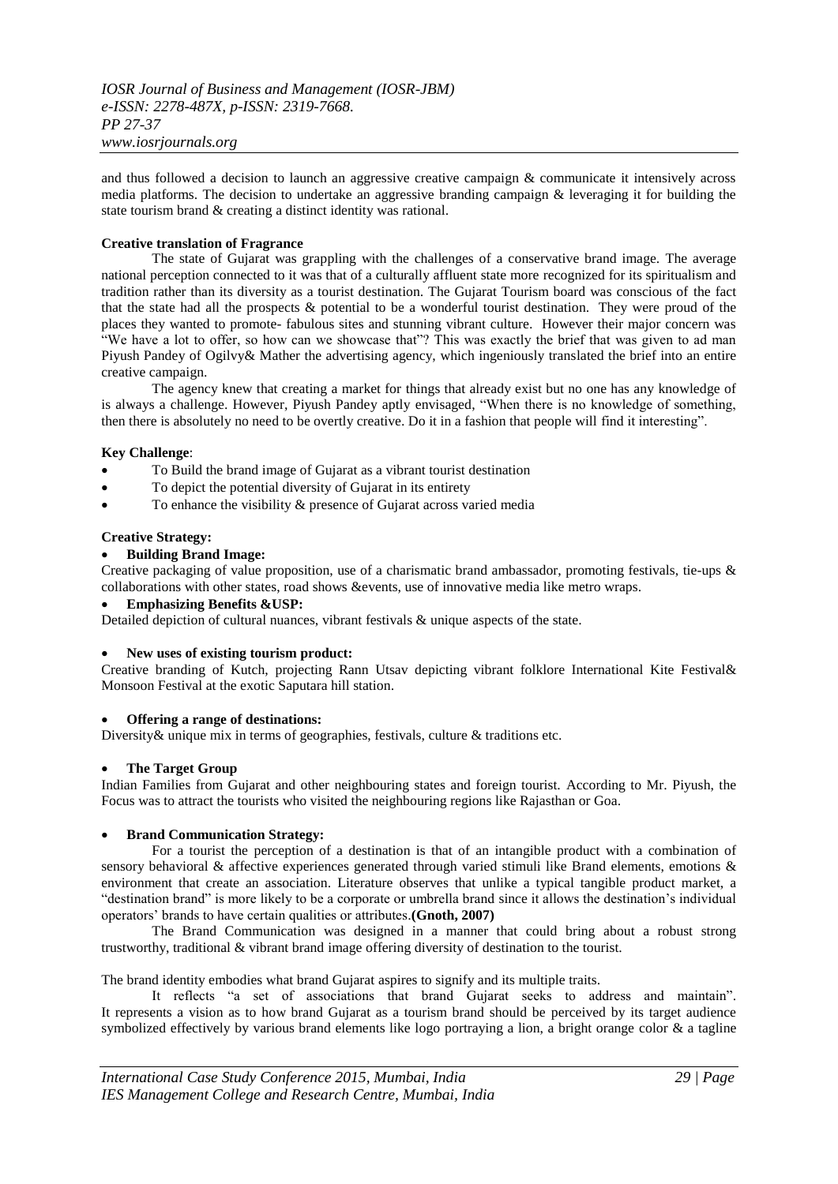and thus followed a decision to launch an aggressive creative campaign & communicate it intensively across media platforms. The decision to undertake an aggressive branding campaign & leveraging it for building the state tourism brand & creating a distinct identity was rational.

**Creative translation of Fragrance**

The state of Gujarat was grappling with the challenges of a conservative brand image. The average national perception connected to it was that of a culturally affluent state more recognized for its spiritualism and tradition rather than its diversity as a tourist destination. The Gujarat Tourism board was conscious of the fact that the state had all the prospects & potential to be a wonderful tourist destination. They were proud of the places they wanted to promote- fabulous sites and stunning vibrant culture. However their major concern was "We have a lot to offer, so how can we showcase that"? This was exactly the brief that was given to ad man Piyush Pandey of Ogilvy& Mather the advertising agency, which ingeniously translated the brief into an entire creative campaign.

The agency knew that creating a market for things that already exist but no one has any knowledge of is always a challenge. However, Piyush Pandey aptly envisaged, "When there is no knowledge of something, then there is absolutely no need to be overtly creative. Do it in a fashion that people will find it interesting".

**Key Challenge**:

- To Build the brand image of Gujarat as a vibrant tourist destination
- To depict the potential diversity of Gujarat in its entirety
- To enhance the visibility & presence of Gujarat across varied media

**Creative Strategy:**

- **Building Brand Image:**

Creative packaging of value proposition, use of a charismatic brand ambassador, promoting festivals, tie-ups & collaborations with other states, road shows &events, use of innovative media like metro wraps.

- **Emphasizing Benefits &USP:**

Detailed depiction of cultural nuances, vibrant festivals & unique aspects of the state.

- **New uses of existing tourism product:**

Creative branding of Kutch, projecting Rann Utsav depicting vibrant folklore International Kite Festival& Monsoon Festival at the exotic Saputara hill station.

- **Offering a range of destinations:**

Diversity& unique mix in terms of geographies, festivals, culture & traditions etc.

- **The Target Group**

Indian Families from Gujarat and other neighbouring states and foreign tourist. According to Mr. Piyush, the Focus was to attract the tourists who visited the neighbouring regions like Rajasthan or Goa.

- **Brand Communication Strategy:**

For a tourist the perception of a destination is that of an intangible product with a combination of sensory behavioral & affective experiences generated through varied stimuli like Brand elements, emotions & environment that create an association. Literature observes that unlike a typical tangible product market, a "destination brand" is more likely to be a corporate or umbrella brand since it allows the destination's individual operators' brands to have certain qualities or attributes.**(Gnoth, 2007)**

The Brand Communication was designed in a manner that could bring about a robust strong trustworthy, traditional & vibrant brand image offering diversity of destination to the tourist.

The brand identity embodies what brand Gujarat aspires to signify and its multiple traits.

It reflects "a set of associations that brand Gujarat seeks to address and maintain". It represents a vision as to how brand Gujarat as a tourism brand should be perceived by its target audience symbolized effectively by various brand elements like logo portraying a lion, a bright orange color & a tagline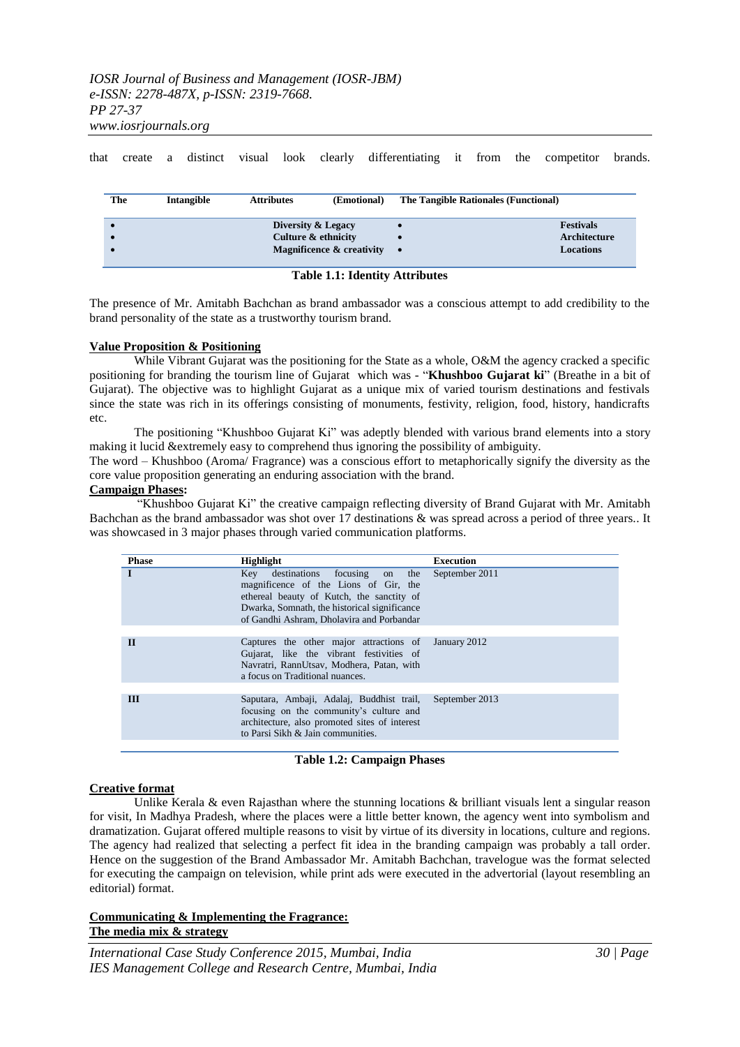that create a distinct visual look clearly differentiating it from the competitor brands.

| The Intangible Attributes (Emotional) | The Tangible Rationales (Functional) |
|---|---|
| • Diversity & Legacy | • Festivals |
| • Culture & ethnicity | • Architecture |
| • Magnificence & creativity | • Locations |

**Table 1.1: Identity Attributes**

The presence of Mr. Amitabh Bachchan as brand ambassador was a conscious attempt to add credibility to the brand personality of the state as a trustworthy tourism brand.

**Value Proposition & Positioning**

While Vibrant Gujarat was the positioning for the State as a whole, O&M the agency cracked a specific positioning for branding the tourism line of Gujarat which was - "**Khushboo Gujarat ki**" (Breathe in a bit of Gujarat). The objective was to highlight Gujarat as a unique mix of varied tourism destinations and festivals since the state was rich in its offerings consisting of monuments, festivity, religion, food, history, handicrafts etc.

The positioning "Khushboo Gujarat Ki" was adeptly blended with various brand elements into a story making it lucid &extremely easy to comprehend thus ignoring the possibility of ambiguity.

The word – Khushboo (Aroma/ Fragrance) was a conscious effort to metaphorically signify the diversity as the core value proposition generating an enduring association with the brand.

**Campaign Phases:**

"Khushboo Gujarat Ki" the creative campaign reflecting diversity of Brand Gujarat with Mr. Amitabh Bachchan as the brand ambassador was shot over 17 destinations & was spread across a period of three years.. It was showcased in 3 major phases through varied communication platforms.

| Phase | Highlight | Execution |
|---|---|---|
| I | Key destinations focusing on the magnificence of the Lions of Gir, the ethereal beauty of Kutch, the sanctity of Dwarka, Somnath, the historical significance of Gandhi Ashram, Dholavira and Porbandar | September 2011 |
| II | Captures the other major attractions of Gujarat, like the vibrant festivities of Navratri, RannUtsav, Modhera, Patan, with a focus on Traditional nuances. | January 2012 |
| III | Saputara, Ambaji, Adalaj, Buddhist trail, focusing on the community's culture and architecture, also promoted sites of interest to Parsi Sikh & Jain communities. | September 2013 |

**Table 1.2: Campaign Phases**

**Creative format**

Unlike Kerala & even Rajasthan where the stunning locations & brilliant visuals lent a singular reason for visit, In Madhya Pradesh, where the places were a little better known, the agency went into symbolism and dramatization. Gujarat offered multiple reasons to visit by virtue of its diversity in locations, culture and regions. The agency had realized that selecting a perfect fit idea in the branding campaign was probably a tall order. Hence on the suggestion of the Brand Ambassador Mr. Amitabh Bachchan, travelogue was the format selected for executing the campaign on television, while print ads were executed in the advertorial (layout resembling an editorial) format.

**Communicating & Implementing the Fragrance:**
**The media mix & strategy**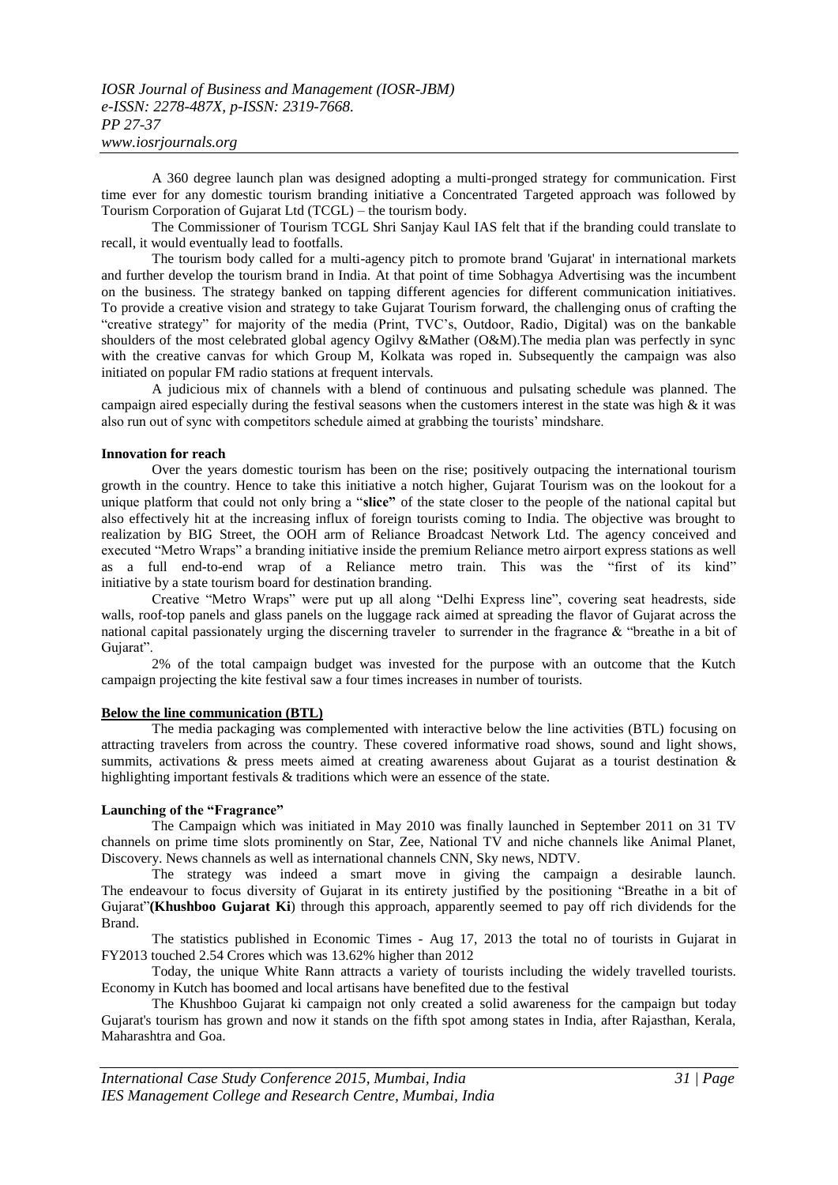A 360 degree launch plan was designed adopting a multi-pronged strategy for communication. First time ever for any domestic tourism branding initiative a Concentrated Targeted approach was followed by Tourism Corporation of Gujarat Ltd (TCGL) – the tourism body.

The Commissioner of Tourism TCGL Shri Sanjay Kaul IAS felt that if the branding could translate to recall, it would eventually lead to footfalls.

The tourism body called for a multi-agency pitch to promote brand 'Gujarat' in international markets and further develop the tourism brand in India. At that point of time Sobhagya Advertising was the incumbent on the business. The strategy banked on tapping different agencies for different communication initiatives. To provide a creative vision and strategy to take Gujarat Tourism forward, the challenging onus of crafting the "creative strategy" for majority of the media (Print, TVC's, Outdoor, Radio, Digital) was on the bankable shoulders of the most celebrated global agency Ogilvy &Mather (O&M).The media plan was perfectly in sync with the creative canvas for which Group M, Kolkata was roped in. Subsequently the campaign was also initiated on popular FM radio stations at frequent intervals.

A judicious mix of channels with a blend of continuous and pulsating schedule was planned. The campaign aired especially during the festival seasons when the customers interest in the state was high & it was also run out of sync with competitors schedule aimed at grabbing the tourists' mindshare.

**Innovation for reach**

Over the years domestic tourism has been on the rise; positively outpacing the international tourism growth in the country. Hence to take this initiative a notch higher, Gujarat Tourism was on the lookout for a unique platform that could not only bring a "**slice"** of the state closer to the people of the national capital but also effectively hit at the increasing influx of foreign tourists coming to India. The objective was brought to realization by BIG Street, the OOH arm of Reliance Broadcast Network Ltd. The agency conceived and executed "Metro Wraps" a branding initiative inside the premium Reliance metro airport express stations as well as a full end-to-end wrap of a Reliance metro train. This was the "first of its kind" initiative by a state tourism board for destination branding.

Creative "Metro Wraps" were put up all along "Delhi Express line", covering seat headrests, side walls, roof-top panels and glass panels on the luggage rack aimed at spreading the flavor of Gujarat across the national capital passionately urging the discerning traveler to surrender in the fragrance & "breathe in a bit of Gujarat".

2% of the total campaign budget was invested for the purpose with an outcome that the Kutch campaign projecting the kite festival saw a four times increases in number of tourists.

**Below the line communication (BTL)**

The media packaging was complemented with interactive below the line activities (BTL) focusing on attracting travelers from across the country. These covered informative road shows, sound and light shows, summits, activations & press meets aimed at creating awareness about Gujarat as a tourist destination & highlighting important festivals & traditions which were an essence of the state.

**Launching of the "Fragrance"**

The Campaign which was initiated in May 2010 was finally launched in September 2011 on 31 TV channels on prime time slots prominently on Star, Zee, National TV and niche channels like Animal Planet, Discovery. News channels as well as international channels CNN, Sky news, NDTV.

The strategy was indeed a smart move in giving the campaign a desirable launch. The endeavour to focus diversity of Gujarat in its entirety justified by the positioning "Breathe in a bit of Gujarat"**(Khushboo Gujarat Ki**) through this approach, apparently seemed to pay off rich dividends for the Brand.

The statistics published in Economic Times - Aug 17, 2013 the total no of tourists in Gujarat in FY2013 touched 2.54 Crores which was 13.62% higher than 2012

Today, the unique White Rann attracts a variety of tourists including the widely travelled tourists. Economy in Kutch has boomed and local artisans have benefited due to the festival

The Khushboo Gujarat ki campaign not only created a solid awareness for the campaign but today Gujarat's tourism has grown and now it stands on the fifth spot among states in India, after Rajasthan, Kerala, Maharashtra and Goa.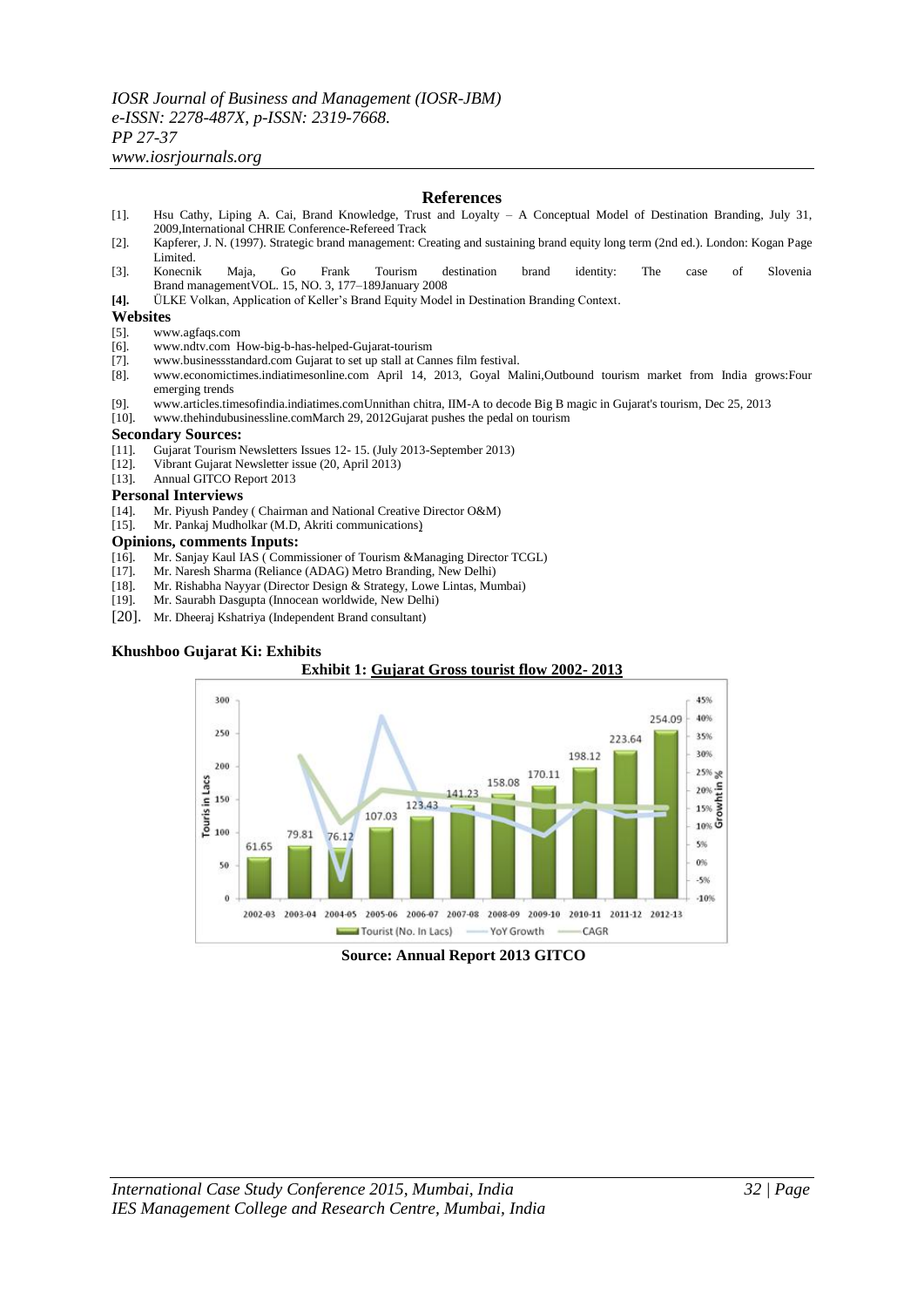## References

[1]. Hsu Cathy, Liping A. Cai, Brand Knowledge, Trust and Loyalty – A Conceptual Model of Destination Branding, July 31, 2009,International CHRIE Conference-Refereed Track

[2]. Kapferer, J. N. (1997). Strategic brand management: Creating and sustaining brand equity long term (2nd ed.). London: Kogan Page Limited.

[3]. Konecnik Maja, Go Frank Tourism destination brand identity: The case of Slovenia Brand managementVOL. 15, NO. 3, 177–189January 2008

**[4].** ÜLKE Volkan, Application of Keller's Brand Equity Model in Destination Branding Context.

### Websites

[5]. www.agfaqs.com

[6]. www.ndtv.com How-big-b-has-helped-Gujarat-tourism

[7]. www.businessstandard.com Gujarat to set up stall at Cannes film festival.

[8]. www.economictimes.indiatimesonline.com April 14, 2013, Goyal Malini,Outbound tourism market from India grows:Four emerging trends

[9]. www.articles.timesofindia.indiatimes.comUnnithan chitra, IIM-A to decode Big B magic in Gujarat's tourism, Dec 25, 2013

[10]. www.thehindubusinessline.comMarch 29, 2012Gujarat pushes the pedal on tourism

### Secondary Sources:

[11]. Gujarat Tourism Newsletters Issues 12- 15. (July 2013-September 2013)

[12]. Vibrant Gujarat Newsletter issue (20, April 2013)

[13]. Annual GITCO Report 2013

### Personal Interviews

[14]. Mr. Piyush Pandey ( Chairman and National Creative Director O&M)

[15]. Mr. Pankaj Mudholkar (M.D, Akriti communications)

### Opinions, comments Inputs:

[16]. Mr. Sanjay Kaul IAS ( Commissioner of Tourism &Managing Director TCGL)

[17]. Mr. Naresh Sharma (Reliance (ADAG) Metro Branding, New Delhi)

[18]. Mr. Rishabha Nayyar (Director Design & Strategy, Lowe Lintas, Mumbai)

[19]. Mr. Saurabh Dasgupta (Innocean worldwide, New Delhi)

[20]. Mr. Dheeraj Kshatriya (Independent Brand consultant)

### Khushboo Gujarat Ki: Exhibits

**Exhibit 1: Gujarat Gross tourist flow 2002- 2013**

| Year | Tourist (No. In Lacs) |
|---|---|
| 2002-03 | 61.65 |
| 2003-04 | 79.81 |
| 2004-05 | 76.12 |
| 2005-06 | 107.03 |
| 2006-07 | 123.43 |
| 2007-08 | 141.23 |
| 2008-09 | 158.08 |
| 2009-10 | 170.11 |
| 2010-11 | 198.12 |
| 2011-12 | 223.64 |
| 2012-13 | 254.09 |

**Source: Annual Report 2013 GITCO**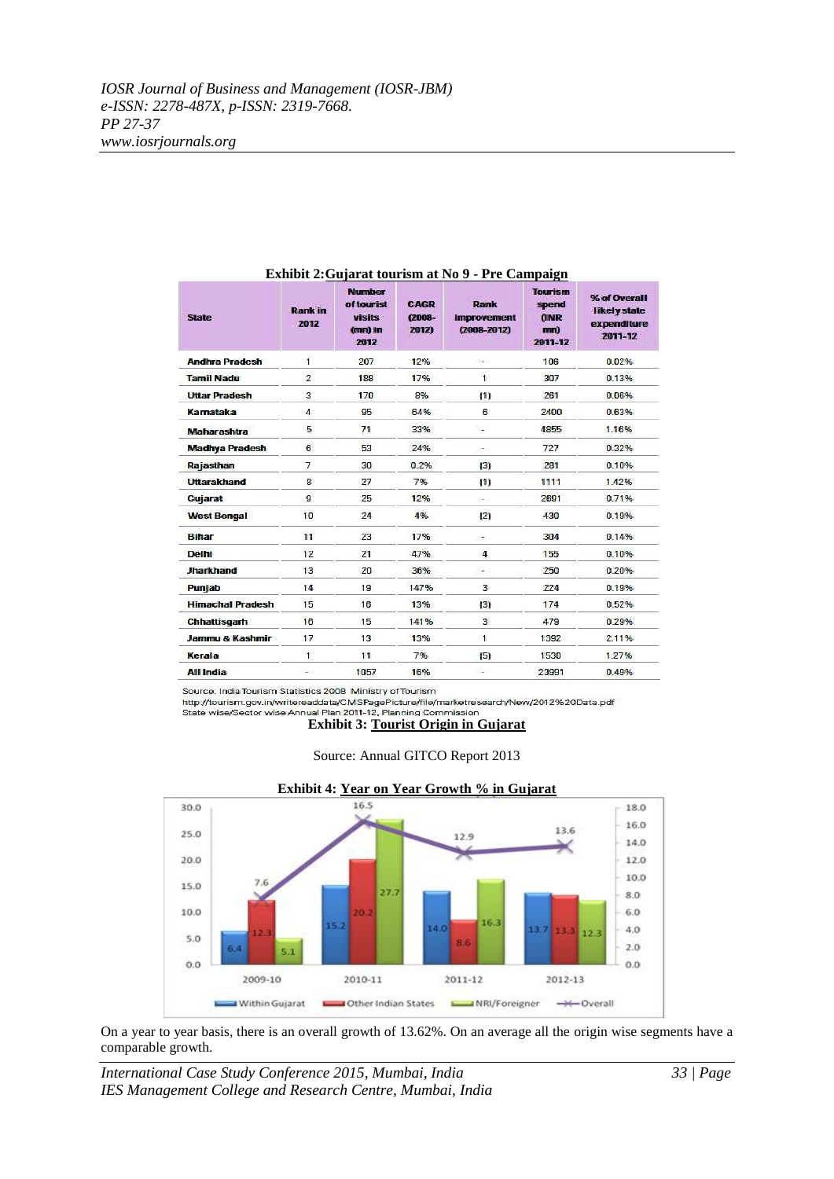**Exhibit 2: Gujarat tourism at No 9 - Pre Campaign**

| State | Rank in 2012 | Number of tourist visits (mn) in 2012 | CAGR (2008-2012) | Rank improvement (2008-2012) | Tourism spend (INR mn) 2011-12 | % of Overall likely state expenditure 2011-12 |
|---|---|---|---|---|---|---|
| Andhra Pradesh | 1 | 207 | 12% | - | 106 | 0.02% |
| Tamil Nadu | 2 | 188 | 17% | 1 | 307 | 0.13% |
| Uttar Pradesh | 3 | 170 | 8% | (1) | 261 | 0.06% |
| Karnataka | 4 | 95 | 64% | 6 | 2400 | 0.63% |
| Maharashtra | 5 | 71 | 33% | - | 4855 | 1.16% |
| Madhya Pradesh | 6 | 53 | 24% | - | 727 | 0.32% |
| Rajasthan | 7 | 30 | 0.2% | (3) | 281 | 0.10% |
| Uttarakhand | 8 | 27 | 7% | (1) | 1111 | 1.42% |
| Gujarat | 9 | 25 | 12% | - | 2691 | 0.71% |
| West Bengal | 10 | 24 | 4% | (2) | 430 | 0.10% |
| Bihar | 11 | 23 | 17% | - | 304 | 0.14% |
| Delhi | 12 | 21 | 47% | 4 | 155 | 0.10% |
| Jharkhand | 13 | 20 | 36% | - | 250 | 0.20% |
| Punjab | 14 | 19 | 147% | 3 | 224 | 0.19% |
| Himachal Pradesh | 15 | 16 | 13% | (3) | 174 | 0.52% |
| Chhattisgarh | 16 | 15 | 141% | 3 | 479 | 0.29% |
| Jammu & Kashmir | 17 | 13 | 13% | 1 | 1392 | 2.11% |
| Kerala | 1 | 11 | 7% | (5) | 1530 | 1.27% |
| All India | - | 1057 | 16% | - | 23991 | 0.49% |

Source: India Tourism Statistics 2008 Ministry of Tourism
http://tourism.gov.in/writereaddata/CMSPagePicture/file/marketresearch/New/2012%20Data.pdf
State wise/Sector wise Annual Plan 2011-12, Planning Commission

**Exhibit 3: Tourist Origin in Gujarat**

Source: Annual GITCO Report 2013

**Exhibit 4: Year on Year Growth % in Gujarat**

| Year | Within Gujarat | Other Indian States | NRI/Foreigner | Overall |
|---|---|---|---|---|
| 2009-10 | 6.4 | 12.3 | 5.1 | 7.6 |
| 2010-11 | 15.2 | 20.2 | 27.7 | 16.5 |
| 2011-12 | 14.0 | 8.6 | 16.3 | 12.9 |
| 2012-13 | 13.7 | 13.3 | 12.3 | 13.6 |

On a year to year basis, there is an overall growth of 13.62%. On an average all the origin wise segments have a comparable growth.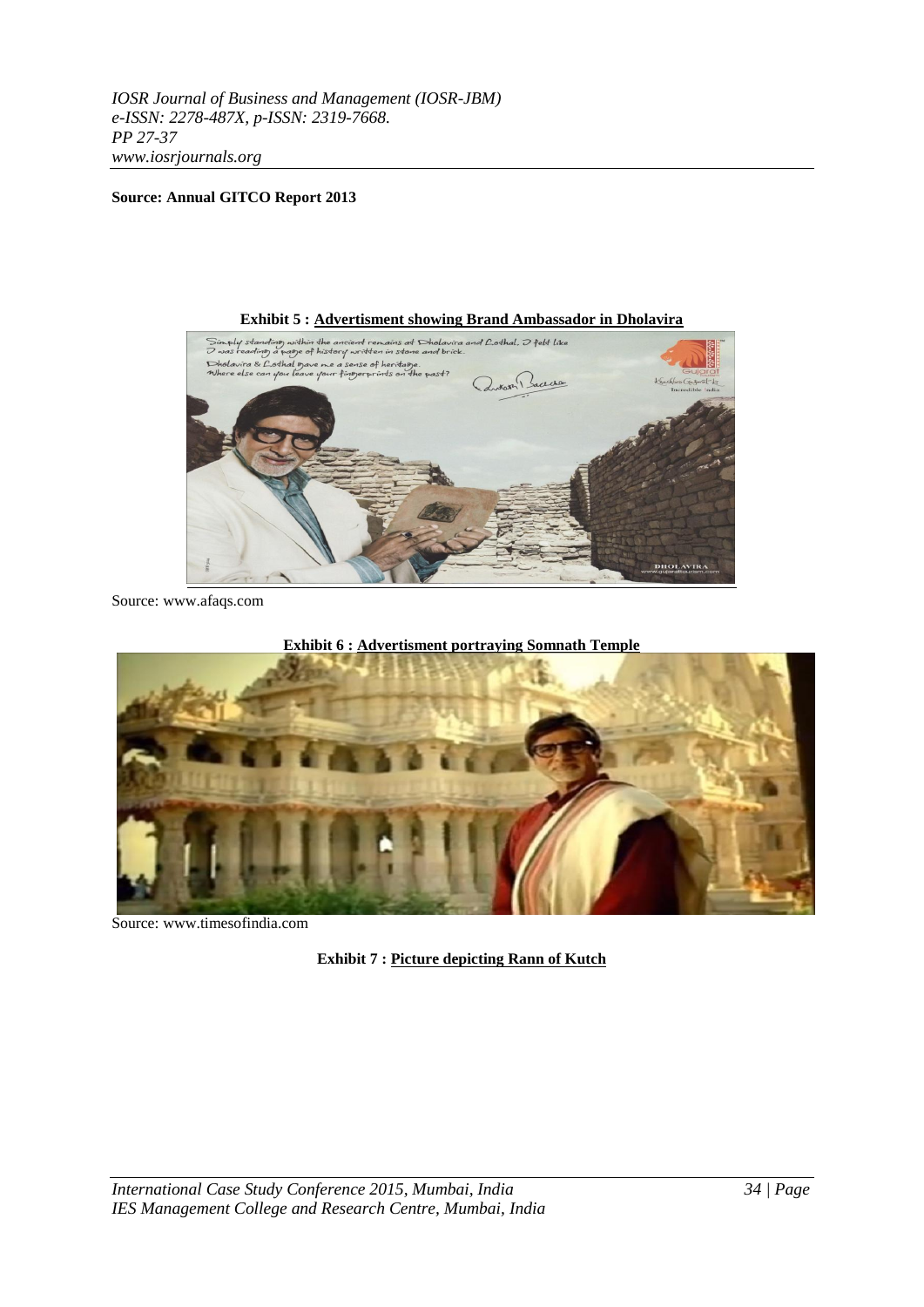**Source: Annual GITCO Report 2013**

**Exhibit 5 : Advertisment showing Brand Ambassador in Dholavira**

Source: www.afaqs.com

**Exhibit 6 : Advertisment portraying Somnath Temple**

Source: www.timesofindia.com

**Exhibit 7 : Picture depicting Rann of Kutch**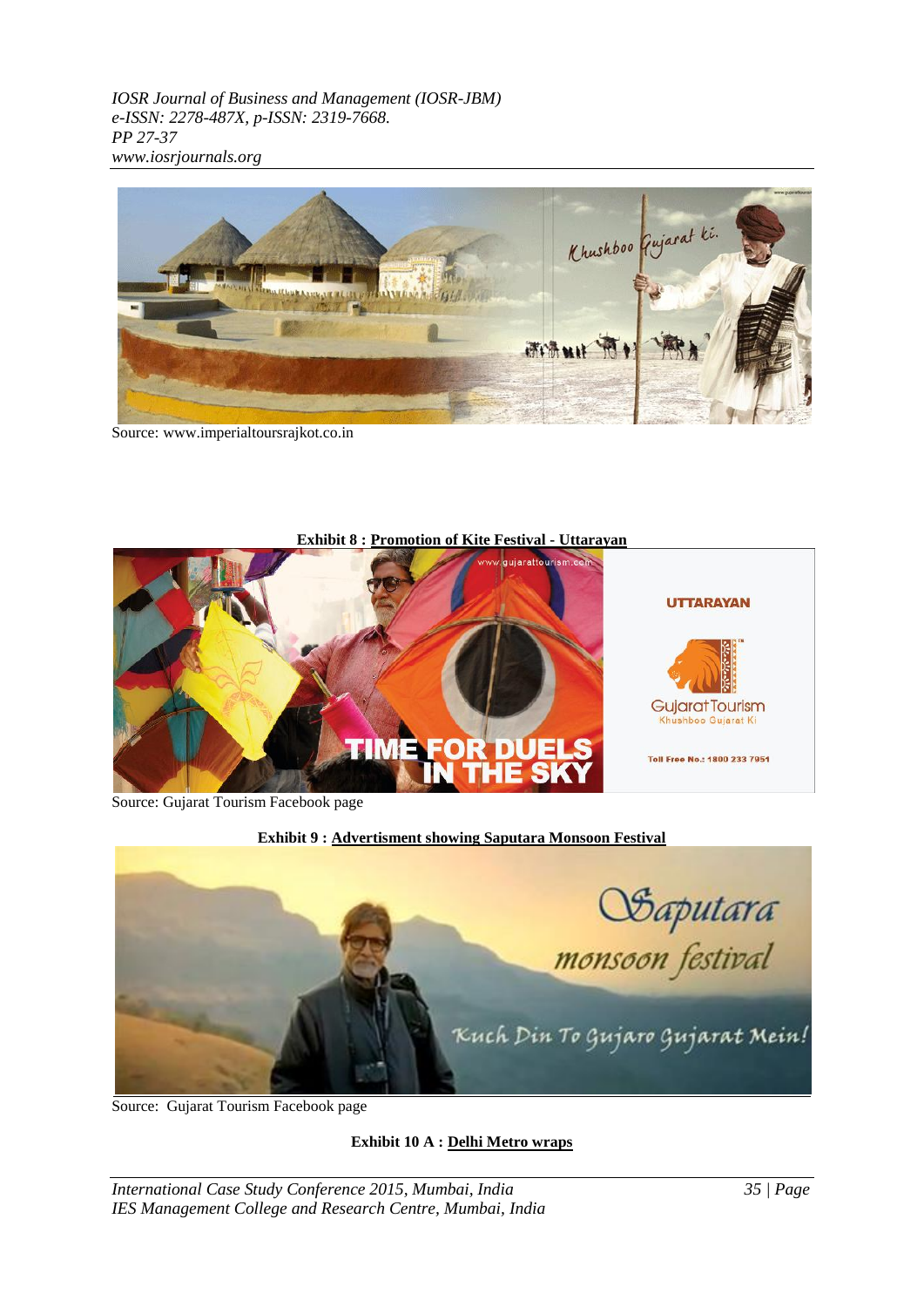Source: www.imperialtoursrajkot.co.in

**Exhibit 8 : Promotion of Kite Festival - Uttarayan**

Source: Gujarat Tourism Facebook page

**Exhibit 9 : Advertisment showing Saputara Monsoon Festival**

Source: Gujarat Tourism Facebook page

**Exhibit 10 A : Delhi Metro wraps**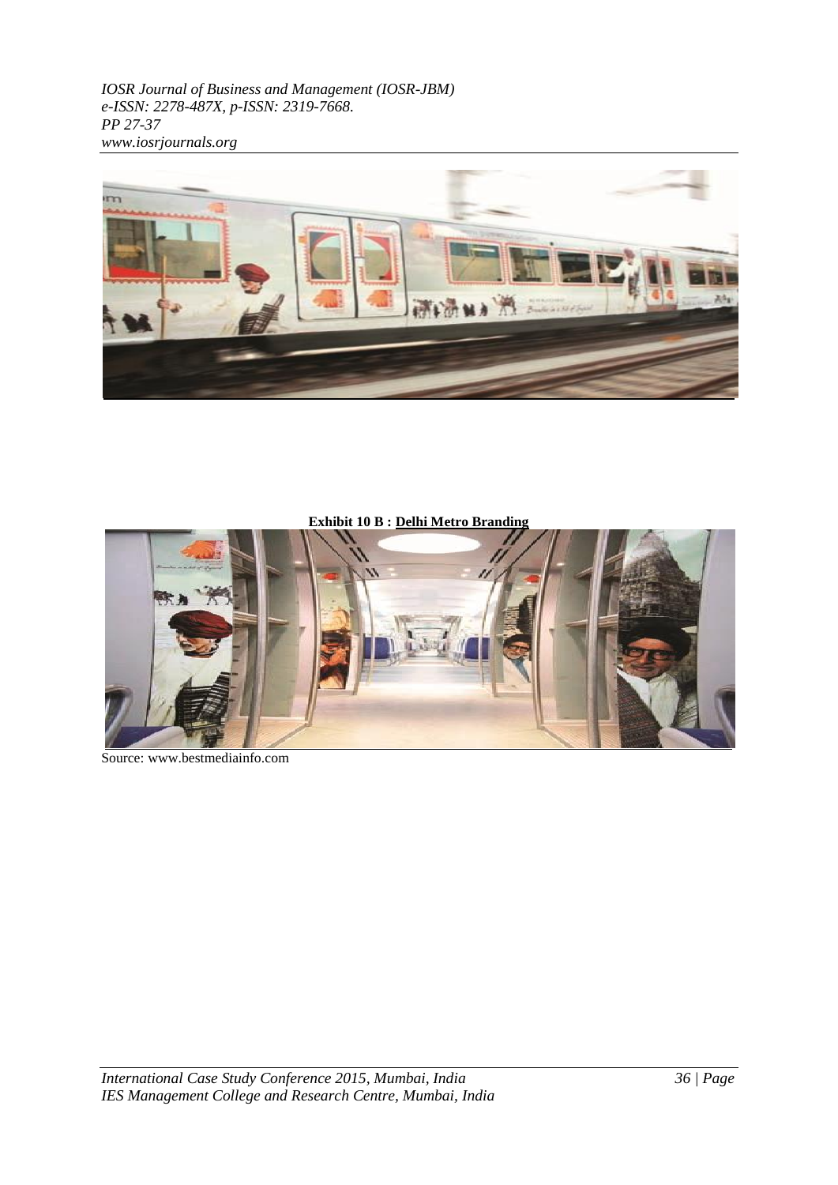**Exhibit 10 B : Delhi Metro Branding**

Source: www.bestmediainfo.com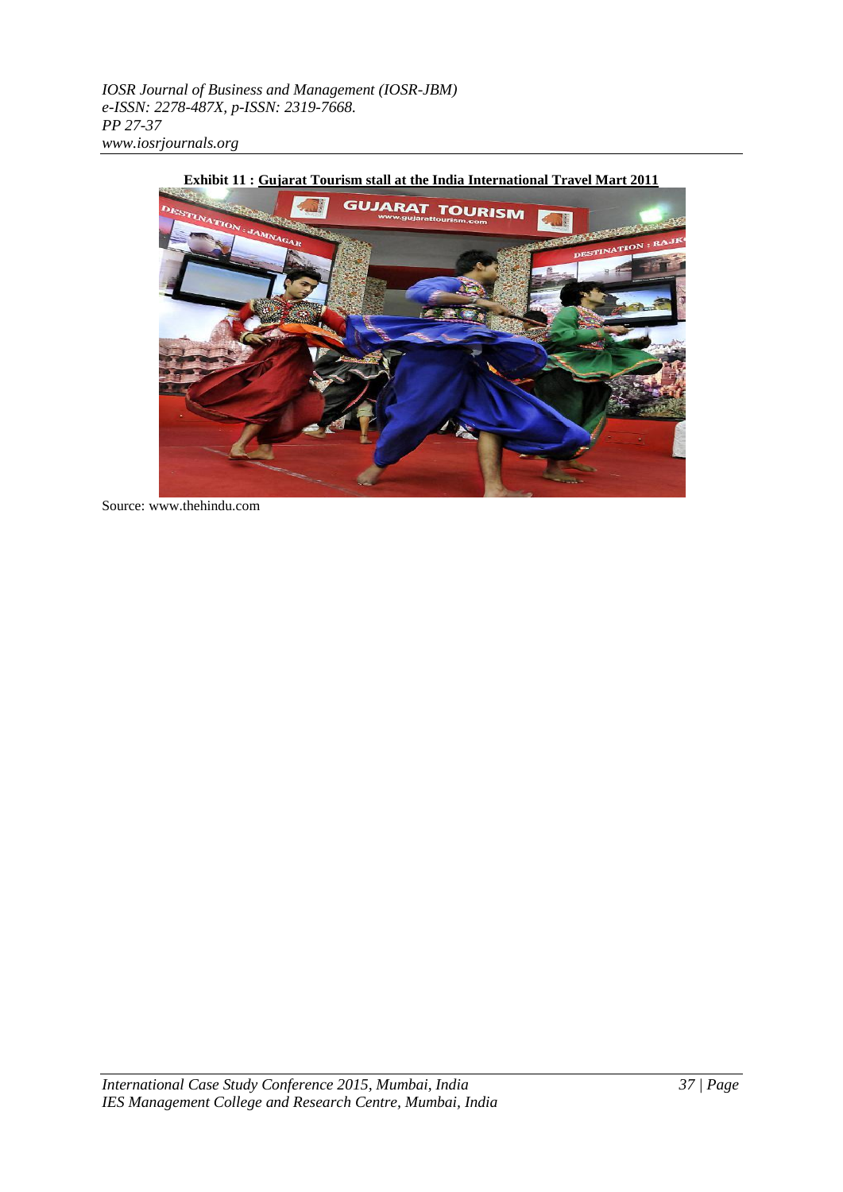**Exhibit 11 : Gujarat Tourism stall at the India International Travel Mart 2011**

Source: www.thehindu.com